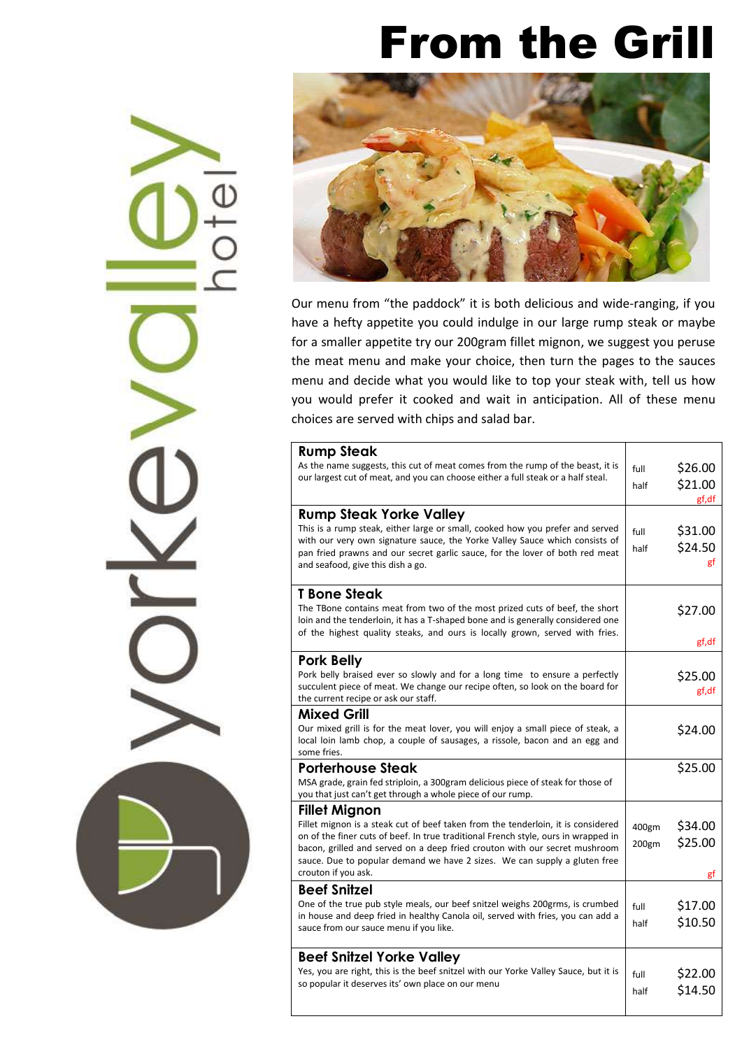# From the Grill

Our menu from "the paddock" it is both delicious and wide-ranging, if you have a hefty appetite you could indulge in our large rump steak or maybe for a smaller appetite try our 200gram fillet mignon, we suggest you peruse the meat menu and make your choice, then turn the pages to the sauces menu and decide what you would like to top your steak with, tell us how you would prefer it cooked and wait in anticipation. All of these menu choices are served with chips and salad bar.

| Item | Size | Price |
|---|---|---|
| **Rump Steak**<br>As the name suggests, this cut of meat comes from the rump of the beast, it is our largest cut of meat, and you can choose either a full steak or a half steal. | full<br>half | $26.00<br>$21.00<br>gf,df |
| **Rump Steak Yorke Valley**<br>This is a rump steak, either large or small, cooked how you prefer and served with our very own signature sauce, the Yorke Valley Sauce which consists of pan fried prawns and our secret garlic sauce, for the lover of both red meat and seafood, give this dish a go. | full<br>half | $31.00<br>$24.50<br>gf |
| **T Bone Steak**<br>The TBone contains meat from two of the most prized cuts of beef, the short loin and the tenderloin, it has a T-shaped bone and is generally considered one of the highest quality steaks, and ours is locally grown, served with fries. | | $27.00<br>gf,df |
| **Pork Belly**<br>Pork belly braised ever so slowly and for a long time to ensure a perfectly succulent piece of meat. We change our recipe often, so look on the board for the current recipe or ask our staff. | | $25.00<br>gf,df |
| **Mixed Grill**<br>Our mixed grill is for the meat lover, you will enjoy a small piece of steak, a local loin lamb chop, a couple of sausages, a rissole, bacon and an egg and some fries. | | $24.00 |
| **Porterhouse Steak**<br>MSA grade, grain fed striploin, a 300gram delicious piece of steak for those of you that just can't get through a whole piece of our rump. | | $25.00 |
| **Fillet Mignon**<br>Fillet mignon is a steak cut of beef taken from the tenderloin, it is considered on of the finer cuts of beef. In true traditional French style, ours in wrapped in bacon, grilled and served on a deep fried crouton with our secret mushroom sauce. Due to popular demand we have 2 sizes. We can supply a gluten free crouton if you ask. | 400gm<br>200gm | $34.00<br>$25.00<br>gf |
| **Beef Snitzel**<br>One of the true pub style meals, our beef snitzel weighs 200grms, is crumbed in house and deep fried in healthy Canola oil, served with fries, you can add a sauce from our sauce menu if you like. | full<br>half | $17.00<br>$10.50 |
| **Beef Snitzel Yorke Valley**<br>Yes, you are right, this is the beef snitzel with our Yorke Valley Sauce, but it is so popular it deserves its' own place on our menu | full<br>half | $22.00<br>$14.50 |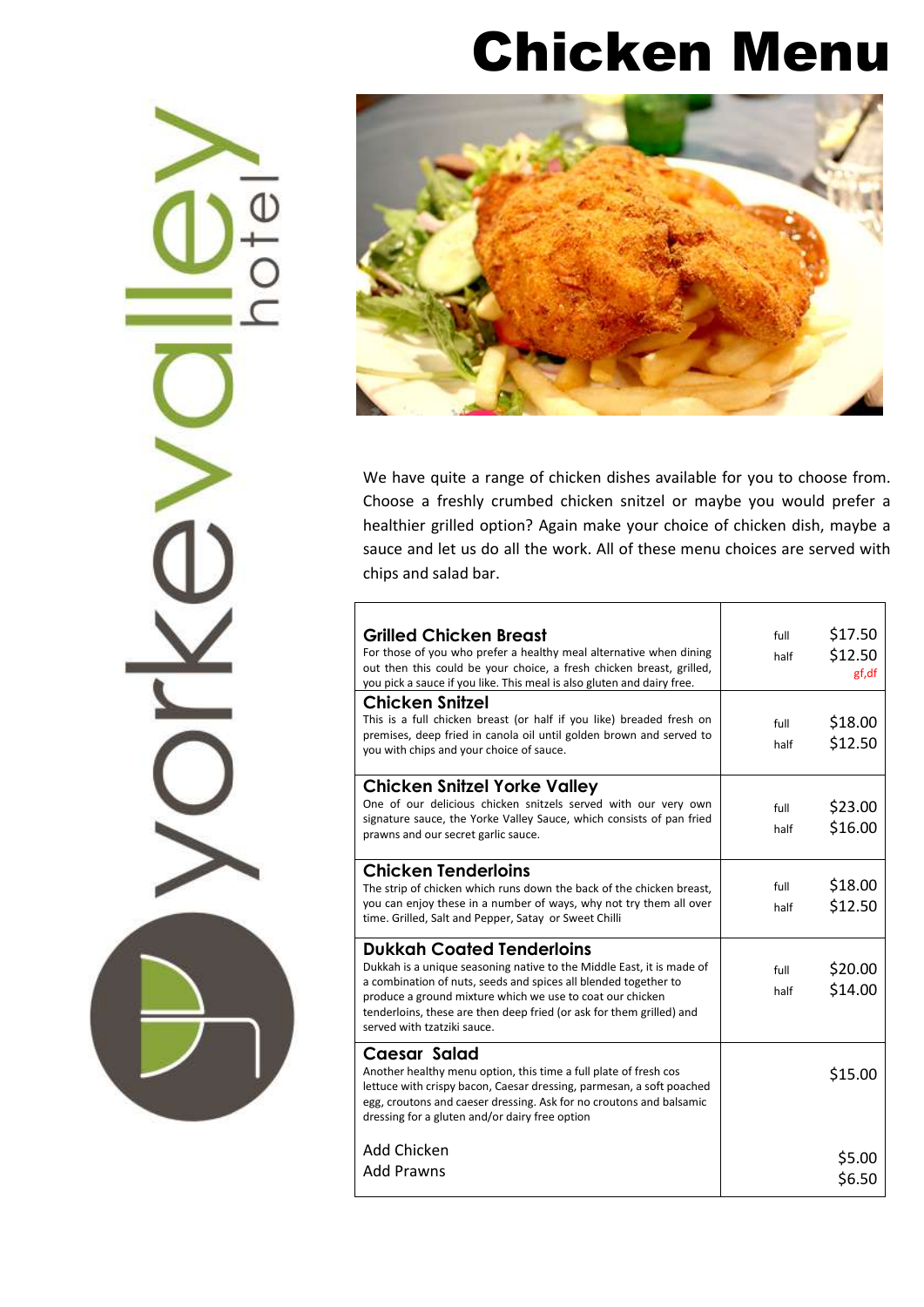# Chicken Menu

We have quite a range of chicken dishes available for you to choose from. Choose a freshly crumbed chicken snitzel or maybe you would prefer a healthier grilled option? Again make your choice of chicken dish, maybe a sauce and let us do all the work. All of these menu choices are served with chips and salad bar.

| Dish | Size | Price |
|---|---|---|
| **Grilled Chicken Breast**<br>For those of you who prefer a healthy meal alternative when dining out then this could be your choice, a fresh chicken breast, grilled, you pick a sauce if you like. This meal is also gluten and dairy free. | full<br>half | $17.50<br>$12.50<br>gf,df |
| **Chicken Snitzel**<br>This is a full chicken breast (or half if you like) breaded fresh on premises, deep fried in canola oil until golden brown and served to you with chips and your choice of sauce. | full<br>half | $18.00<br>$12.50 |
| **Chicken Snitzel Yorke Valley**<br>One of our delicious chicken snitzels served with our very own signature sauce, the Yorke Valley Sauce, which consists of pan fried prawns and our secret garlic sauce. | full<br>half | $23.00<br>$16.00 |
| **Chicken Tenderloins**<br>The strip of chicken which runs down the back of the chicken breast, you can enjoy these in a number of ways, why not try them all over time. Grilled, Salt and Pepper, Satay or Sweet Chilli | full<br>half | $18.00<br>$12.50 |
| **Dukkah Coated Tenderloins**<br>Dukkah is a unique seasoning native to the Middle East, it is made of a combination of nuts, seeds and spices all blended together to produce a ground mixture which we use to coat our chicken tenderloins, these are then deep fried (or ask for them grilled) and served with tzatziki sauce. | full<br>half | $20.00<br>$14.00 |
| **Caesar Salad**<br>Another healthy menu option, this time a full plate of fresh cos lettuce with crispy bacon, Caesar dressing, parmesan, a soft poached egg, croutons and caeser dressing. Ask for no croutons and balsamic dressing for a gluten and/or dairy free option | | $15.00 |
| Add Chicken<br>Add Prawns | | $5.00<br>$6.50 |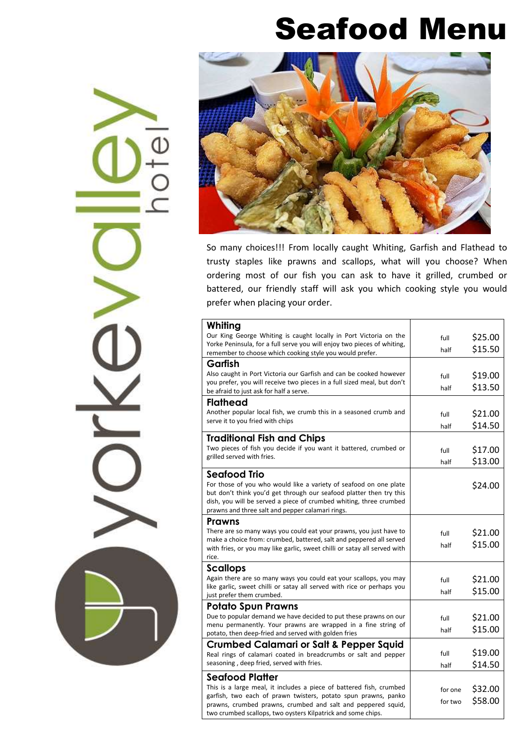# Seafood Menu

So many choices!!! From locally caught Whiting, Garfish and Flathead to trusty staples like prawns and scallops, what will you choose? When ordering most of our fish you can ask to have it grilled, crumbed or battered, our friendly staff will ask you which cooking style you would prefer when placing your order.

| Item | | Price |
|---|---|---|
| **Whiting**<br>Our King George Whiting is caught locally in Port Victoria on the Yorke Peninsula, for a full serve you will enjoy two pieces of whiting, remember to choose which cooking style you would prefer. | full<br>half | $25.00<br>$15.50 |
| **Garfish**<br>Also caught in Port Victoria our Garfish and can be cooked however you prefer, you will receive two pieces in a full sized meal, but don't be afraid to just ask for half a serve. | full<br>half | $19.00<br>$13.50 |
| **Flathead**<br>Another popular local fish, we crumb this in a seasoned crumb and serve it to you fried with chips | full<br>half | $21.00<br>$14.50 |
| **Traditional Fish and Chips**<br>Two pieces of fish you decide if you want it battered, crumbed or grilled served with fries. | full<br>half | $17.00<br>$13.00 |
| **Seafood Trio**<br>For those of you who would like a variety of seafood on one plate but don't think you'd get through our seafood platter then try this dish, you will be served a piece of crumbed whiting, three crumbed prawns and three salt and pepper calamari rings. | | $24.00 |
| **Prawns**<br>There are so many ways you could eat your prawns, you just have to make a choice from: crumbed, battered, salt and peppered all served with fries, or you may like garlic, sweet chilli or satay all served with rice. | full<br>half | $21.00<br>$15.00 |
| **Scallops**<br>Again there are so many ways you could eat your scallops, you may like garlic, sweet chilli or satay all served with rice or perhaps you just prefer them crumbed. | full<br>half | $21.00<br>$15.00 |
| **Potato Spun Prawns**<br>Due to popular demand we have decided to put these prawns on our menu permanently. Your prawns are wrapped in a fine string of potato, then deep-fried and served with golden fries | full<br>half | $21.00<br>$15.00 |
| **Crumbed Calamari or Salt & Pepper Squid**<br>Real rings of calamari coated in breadcrumbs or salt and pepper seasoning , deep fried, served with fries. | full<br>half | $19.00<br>$14.50 |
| **Seafood Platter**<br>This is a large meal, it includes a piece of battered fish, crumbed garfish, two each of prawn twisters, potato spun prawns, panko prawns, crumbed prawns, crumbed and salt and peppered squid, two crumbed scallops, two oysters Kilpatrick and some chips. | for one<br>for two | $32.00<br>$58.00 |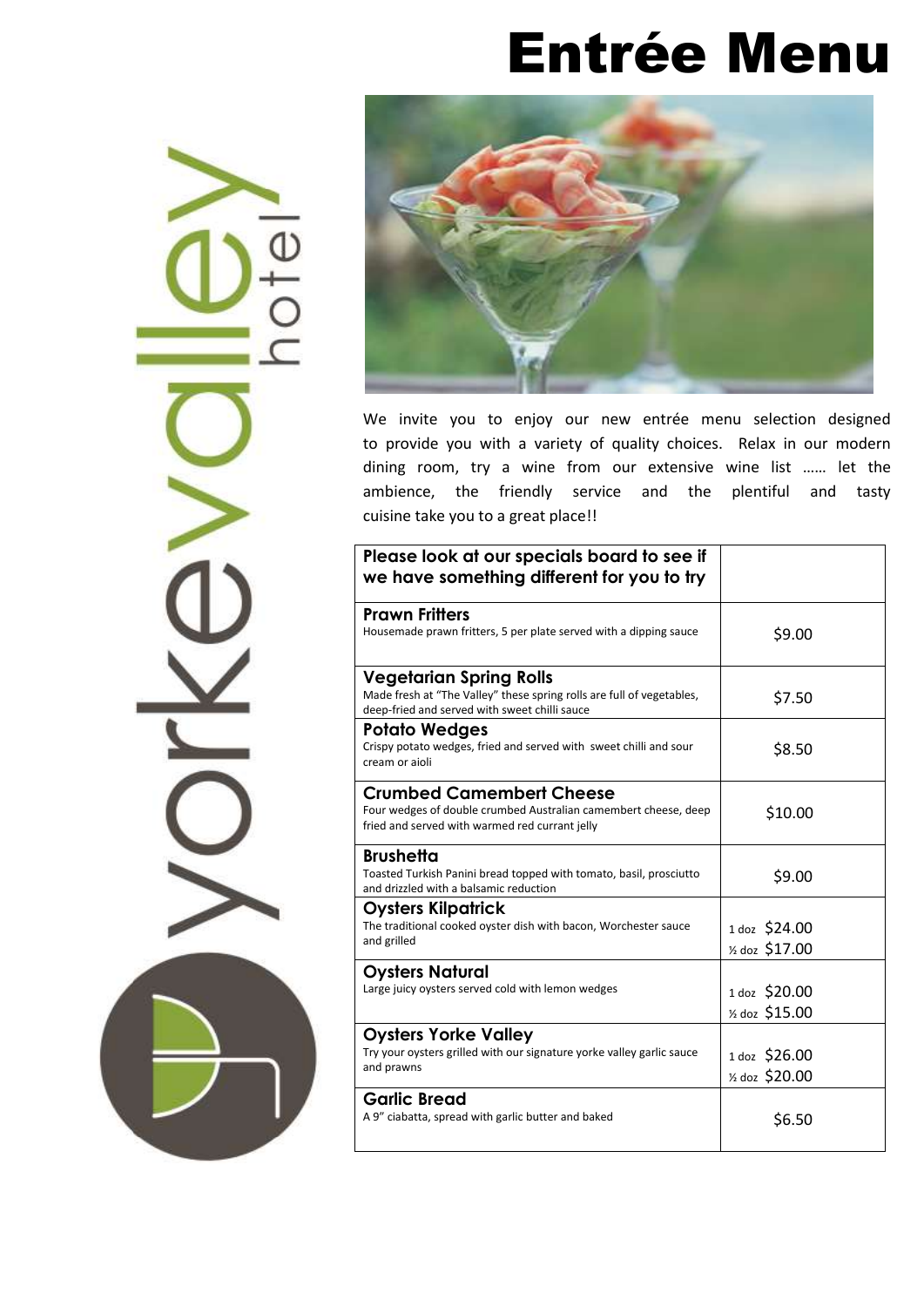# Entrée Menu

yorkevalley hotel

We invite you to enjoy our new entrée menu selection designed to provide you with a variety of quality choices. Relax in our modern dining room, try a wine from our extensive wine list …… let the ambience, the friendly service and the plentiful and tasty cuisine take you to a great place!!

| **Please look at our specials board to see if we have something different for you to try** | |
|---|---|
| **Prawn Fritters**<br>Housemade prawn fritters, 5 per plate served with a dipping sauce | $9.00 |
| **Vegetarian Spring Rolls**<br>Made fresh at "The Valley" these spring rolls are full of vegetables, deep-fried and served with sweet chilli sauce | $7.50 |
| **Potato Wedges**<br>Crispy potato wedges, fried and served with sweet chilli and sour cream or aioli | $8.50 |
| **Crumbed Camembert Cheese**<br>Four wedges of double crumbed Australian camembert cheese, deep fried and served with warmed red currant jelly | $10.00 |
| **Brushetta**<br>Toasted Turkish Panini bread topped with tomato, basil, prosciutto and drizzled with a balsamic reduction | $9.00 |
| **Oysters Kilpatrick**<br>The traditional cooked oyster dish with bacon, Worchester sauce and grilled | 1 doz $24.00<br>½ doz $17.00 |
| **Oysters Natural**<br>Large juicy oysters served cold with lemon wedges | 1 doz $20.00<br>½ doz $15.00 |
| **Oysters Yorke Valley**<br>Try your oysters grilled with our signature yorke valley garlic sauce and prawns | 1 doz $26.00<br>½ doz $20.00 |
| **Garlic Bread**<br>A 9" ciabatta, spread with garlic butter and baked | $6.50 |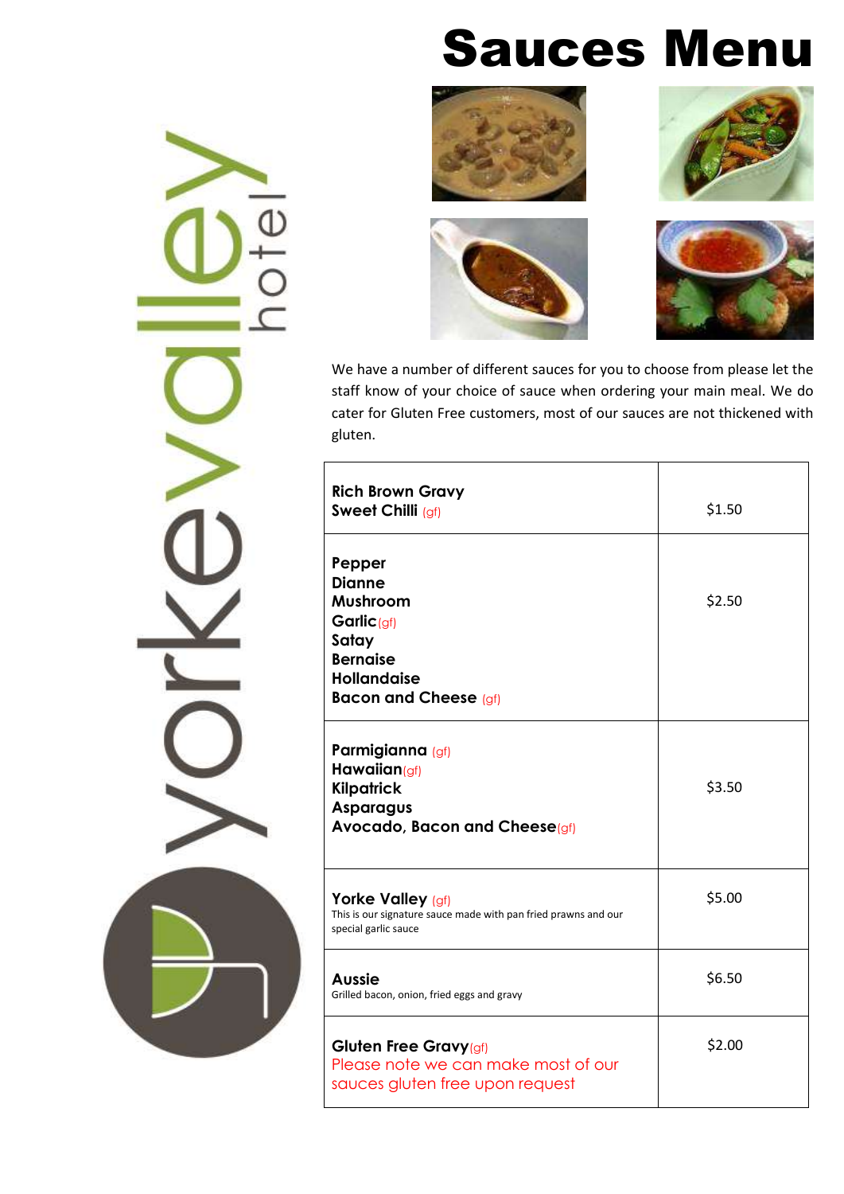# Sauces Menu

yorkevalley hotel

We have a number of different sauces for you to choose from please let the staff know of your choice of sauce when ordering your main meal. We do cater for Gluten Free customers, most of our sauces are not thickened with gluten.

| Sauce | Price |
|---|---|
| **Rich Brown Gravy**<br>**Sweet Chilli** (gf) | $1.50 |
| **Pepper**<br>**Dianne**<br>**Mushroom**<br>**Garlic**(gf)<br>**Satay**<br>**Bernaise**<br>**Hollandaise**<br>**Bacon and Cheese** (gf) | $2.50 |
| **Parmigianna** (gf)<br>**Hawaiian**(gf)<br>**Kilpatrick**<br>**Asparagus**<br>**Avocado, Bacon and Cheese**(gf) | $3.50 |
| **Yorke Valley** (gf)<br>This is our signature sauce made with pan fried prawns and our special garlic sauce | $5.00 |
| **Aussie**<br>Grilled bacon, onion, fried eggs and gravy | $6.50 |
| **Gluten Free Gravy**(gf)<br>Please note we can make most of our sauces gluten free upon request | $2.00 |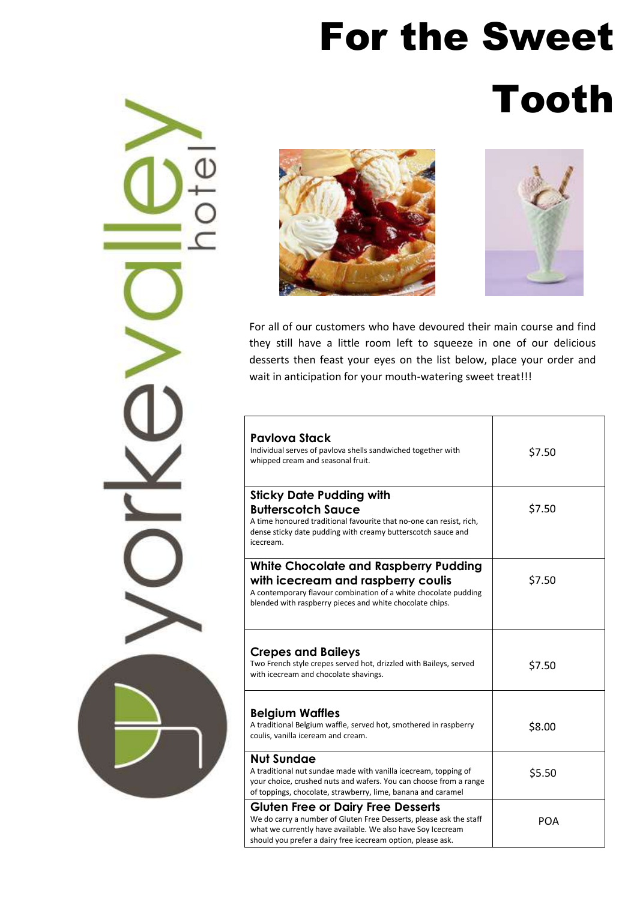# For the Sweet Tooth

For all of our customers who have devoured their main course and find they still have a little room left to squeeze in one of our delicious desserts then feast your eyes on the list below, place your order and wait in anticipation for your mouth-watering sweet treat!!!

| Item | Price |
|---|---|
| **Pavlova Stack**<br>Individual serves of pavlova shells sandwiched together with whipped cream and seasonal fruit. | $7.50 |
| **Sticky Date Pudding with Butterscotch Sauce**<br>A time honoured traditional favourite that no-one can resist, rich, dense sticky date pudding with creamy butterscotch sauce and icecream. | $7.50 |
| **White Chocolate and Raspberry Pudding with icecream and raspberry coulis**<br>A contemporary flavour combination of a white chocolate pudding blended with raspberry pieces and white chocolate chips. | $7.50 |
| **Crepes and Baileys**<br>Two French style crepes served hot, drizzled with Baileys, served with icecream and chocolate shavings. | $7.50 |
| **Belgium Waffles**<br>A traditional Belgium waffle, served hot, smothered in raspberry coulis, vanilla iceream and cream. | $8.00 |
| **Nut Sundae**<br>A traditional nut sundae made with vanilla icecream, topping of your choice, crushed nuts and wafers. You can choose from a range of toppings, chocolate, strawberry, lime, banana and caramel | $5.50 |
| **Gluten Free or Dairy Free Desserts**<br>We do carry a number of Gluten Free Desserts, please ask the staff what we currently have available. We also have Soy Icecream should you prefer a dairy free icecream option, please ask. | POA |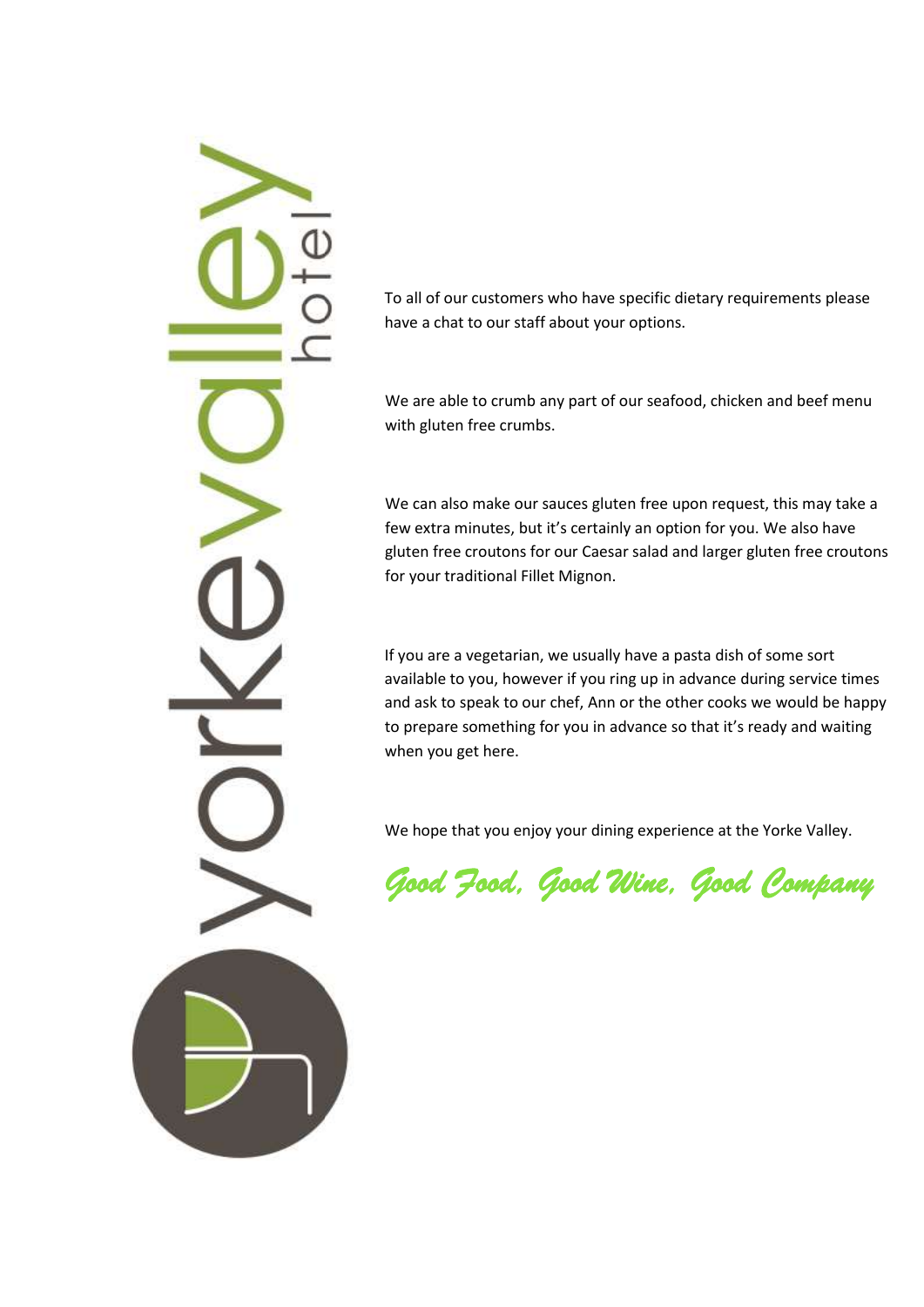yorkevalley hotel

To all of our customers who have specific dietary requirements please have a chat to our staff about your options.

We are able to crumb any part of our seafood, chicken and beef menu with gluten free crumbs.

We can also make our sauces gluten free upon request, this may take a few extra minutes, but it's certainly an option for you. We also have gluten free croutons for our Caesar salad and larger gluten free croutons for your traditional Fillet Mignon.

If you are a vegetarian, we usually have a pasta dish of some sort available to you, however if you ring up in advance during service times and ask to speak to our chef, Ann or the other cooks we would be happy to prepare something for you in advance so that it's ready and waiting when you get here.

We hope that you enjoy your dining experience at the Yorke Valley.

*Good Food, Good Wine, Good Company*